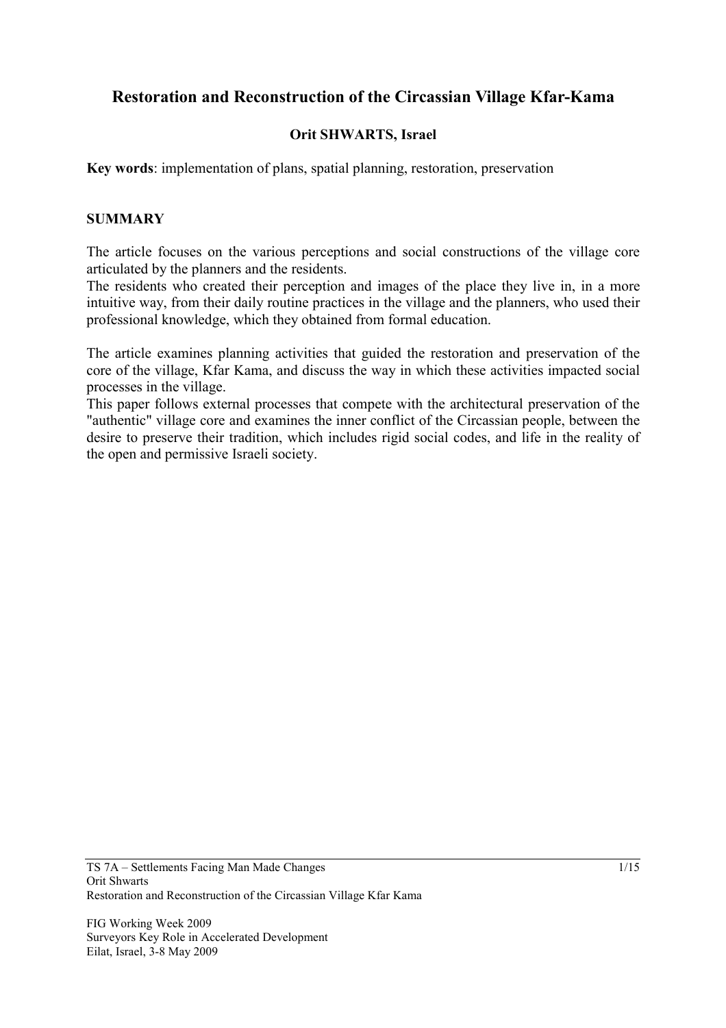# Restoration and Reconstruction of the Circassian Village Kfar-Kama

**Orit SHWARTS, Israel**

**Key words**: implementation of plans, spatial planning, restoration, preservation

## SUMMARY

The article focuses on the various perceptions and social constructions of the village core articulated by the planners and the residents.
The residents who created their perception and images of the place they live in, in a more intuitive way, from their daily routine practices in the village and the planners, who used their professional knowledge, which they obtained from formal education.

The article examines planning activities that guided the restoration and preservation of the core of the village, Kfar Kama, and discuss the way in which these activities impacted social processes in the village.
This paper follows external processes that compete with the architectural preservation of the "authentic" village core and examines the inner conflict of the Circassian people, between the desire to preserve their tradition, which includes rigid social codes, and life in the reality of the open and permissive Israeli society.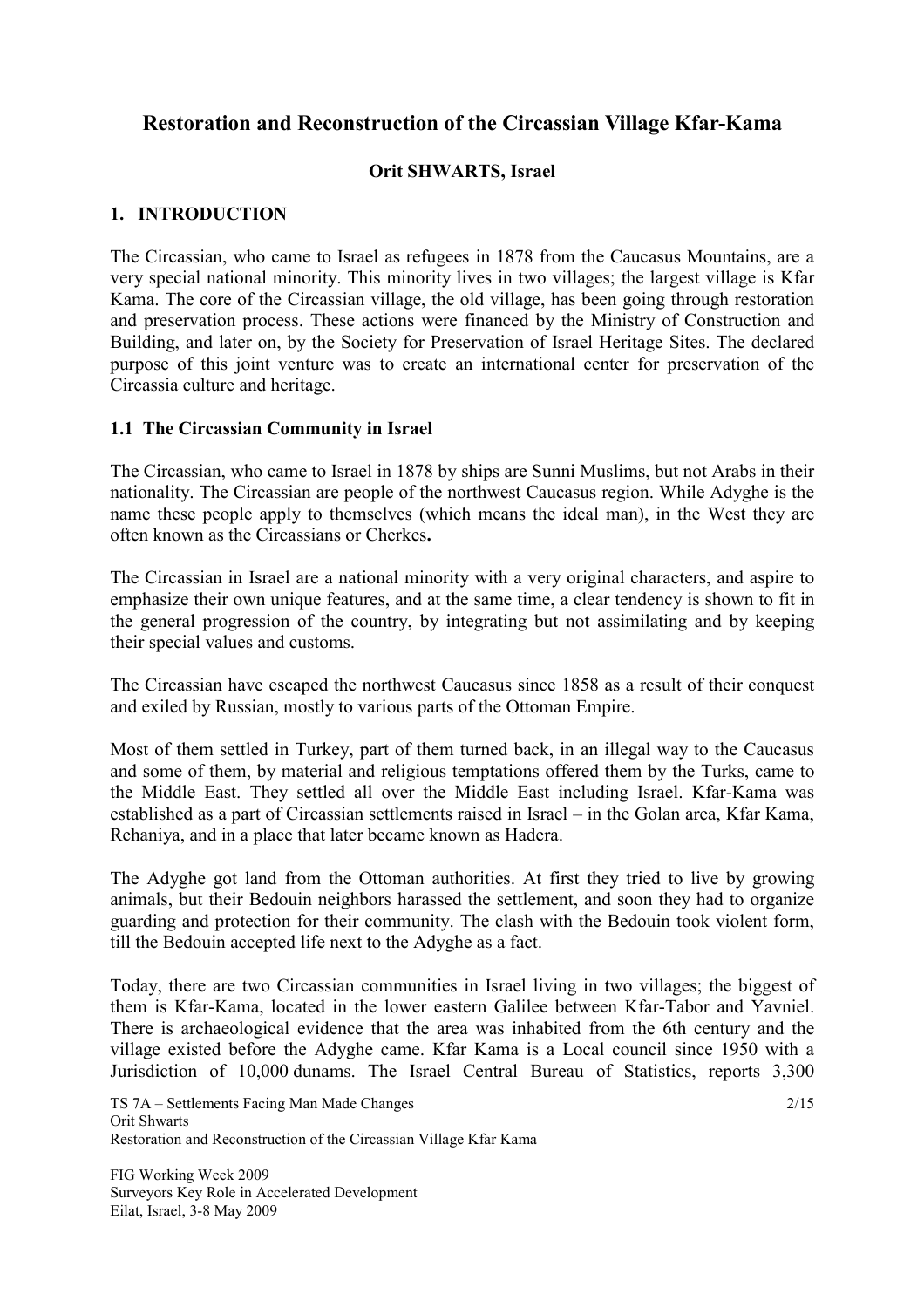# Restoration and Reconstruction of the Circassian Village Kfar-Kama

**Orit SHWARTS, Israel**

## 1. INTRODUCTION

The Circassian, who came to Israel as refugees in 1878 from the Caucasus Mountains, are a very special national minority. This minority lives in two villages; the largest village is Kfar Kama. The core of the Circassian village, the old village, has been going through restoration and preservation process. These actions were financed by the Ministry of Construction and Building, and later on, by the Society for Preservation of Israel Heritage Sites. The declared purpose of this joint venture was to create an international center for preservation of the Circassia culture and heritage.

### 1.1 The Circassian Community in Israel

The Circassian, who came to Israel in 1878 by ships are Sunni Muslims, but not Arabs in their nationality. The Circassian are people of the northwest Caucasus region. While Adyghe is the name these people apply to themselves (which means the ideal man), in the West they are often known as the Circassians or Cherkes**.**

The Circassian in Israel are a national minority with a very original characters, and aspire to emphasize their own unique features, and at the same time, a clear tendency is shown to fit in the general progression of the country, by integrating but not assimilating and by keeping their special values and customs.

The Circassian have escaped the northwest Caucasus since 1858 as a result of their conquest and exiled by Russian, mostly to various parts of the Ottoman Empire.

Most of them settled in Turkey, part of them turned back, in an illegal way to the Caucasus and some of them, by material and religious temptations offered them by the Turks, came to the Middle East. They settled all over the Middle East including Israel. Kfar-Kama was established as a part of Circassian settlements raised in Israel – in the Golan area, Kfar Kama, Rehaniya, and in a place that later became known as Hadera.

The Adyghe got land from the Ottoman authorities. At first they tried to live by growing animals, but their Bedouin neighbors harassed the settlement, and soon they had to organize guarding and protection for their community. The clash with the Bedouin took violent form, till the Bedouin accepted life next to the Adyghe as a fact.

Today, there are two Circassian communities in Israel living in two villages; the biggest of them is Kfar-Kama, located in the lower eastern Galilee between Kfar-Tabor and Yavniel. There is archaeological evidence that the area was inhabited from the 6th century and the village existed before the Adyghe came. Kfar Kama is a Local council since 1950 with a Jurisdiction of 10,000 dunams. The Israel Central Bureau of Statistics, reports 3,300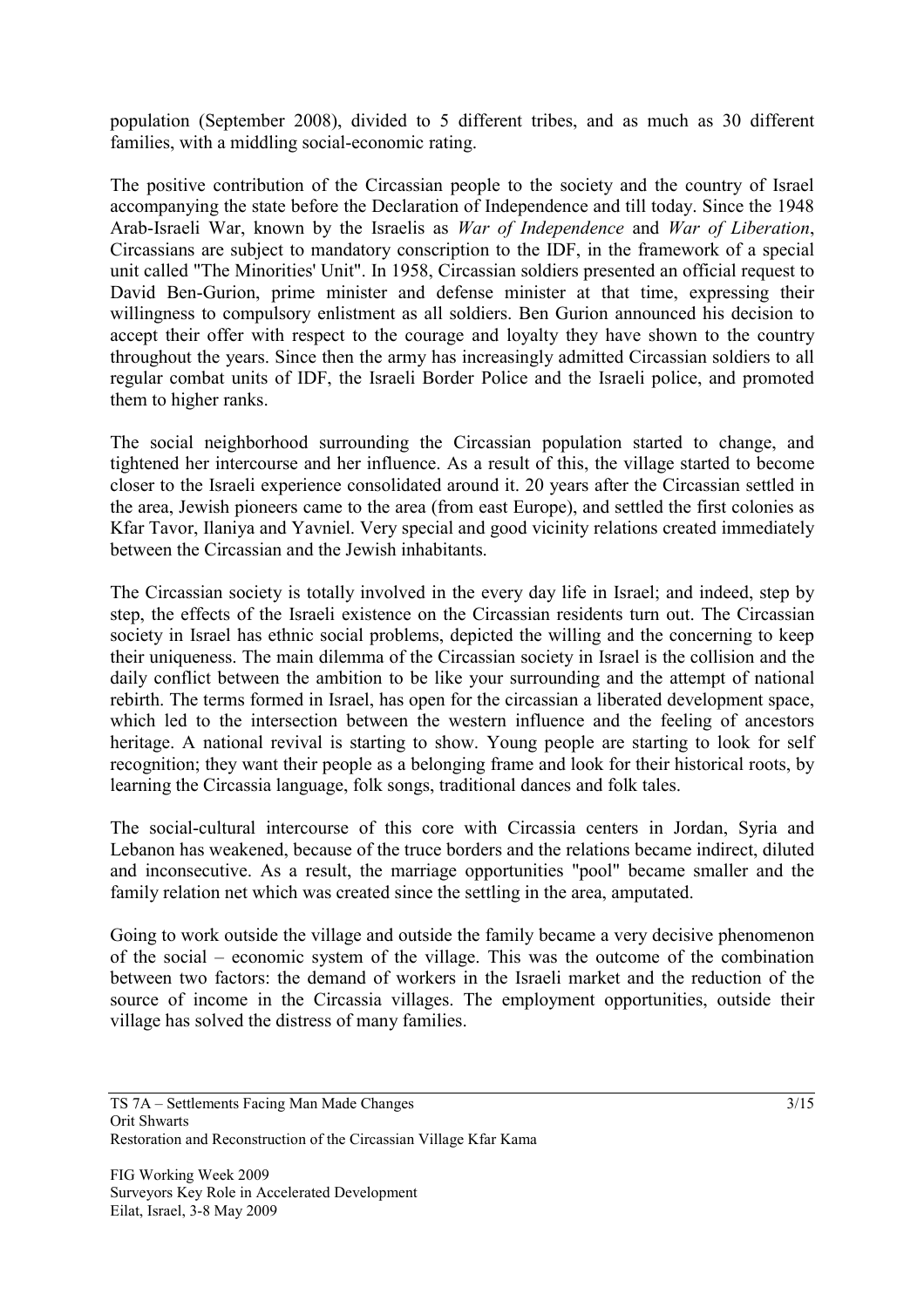population (September 2008), divided to 5 different tribes, and as much as 30 different families, with a middling social-economic rating.

The positive contribution of the Circassian people to the society and the country of Israel accompanying the state before the Declaration of Independence and till today. Since the 1948 Arab-Israeli War, known by the Israelis as *War of Independence* and *War of Liberation*, Circassians are subject to mandatory conscription to the IDF, in the framework of a special unit called "The Minorities' Unit". In 1958, Circassian soldiers presented an official request to David Ben-Gurion, prime minister and defense minister at that time, expressing their willingness to compulsory enlistment as all soldiers. Ben Gurion announced his decision to accept their offer with respect to the courage and loyalty they have shown to the country throughout the years. Since then the army has increasingly admitted Circassian soldiers to all regular combat units of IDF, the Israeli Border Police and the Israeli police, and promoted them to higher ranks.

The social neighborhood surrounding the Circassian population started to change, and tightened her intercourse and her influence. As a result of this, the village started to become closer to the Israeli experience consolidated around it. 20 years after the Circassian settled in the area, Jewish pioneers came to the area (from east Europe), and settled the first colonies as Kfar Tavor, Ilaniya and Yavniel. Very special and good vicinity relations created immediately between the Circassian and the Jewish inhabitants.

The Circassian society is totally involved in the every day life in Israel; and indeed, step by step, the effects of the Israeli existence on the Circassian residents turn out. The Circassian society in Israel has ethnic social problems, depicted the willing and the concerning to keep their uniqueness. The main dilemma of the Circassian society in Israel is the collision and the daily conflict between the ambition to be like your surrounding and the attempt of national rebirth. The terms formed in Israel, has open for the circassian a liberated development space, which led to the intersection between the western influence and the feeling of ancestors heritage. A national revival is starting to show. Young people are starting to look for self recognition; they want their people as a belonging frame and look for their historical roots, by learning the Circassia language, folk songs, traditional dances and folk tales.

The social-cultural intercourse of this core with Circassia centers in Jordan, Syria and Lebanon has weakened, because of the truce borders and the relations became indirect, diluted and inconsecutive. As a result, the marriage opportunities "pool" became smaller and the family relation net which was created since the settling in the area, amputated.

Going to work outside the village and outside the family became a very decisive phenomenon of the social – economic system of the village. This was the outcome of the combination between two factors: the demand of workers in the Israeli market and the reduction of the source of income in the Circassia villages. The employment opportunities, outside their village has solved the distress of many families.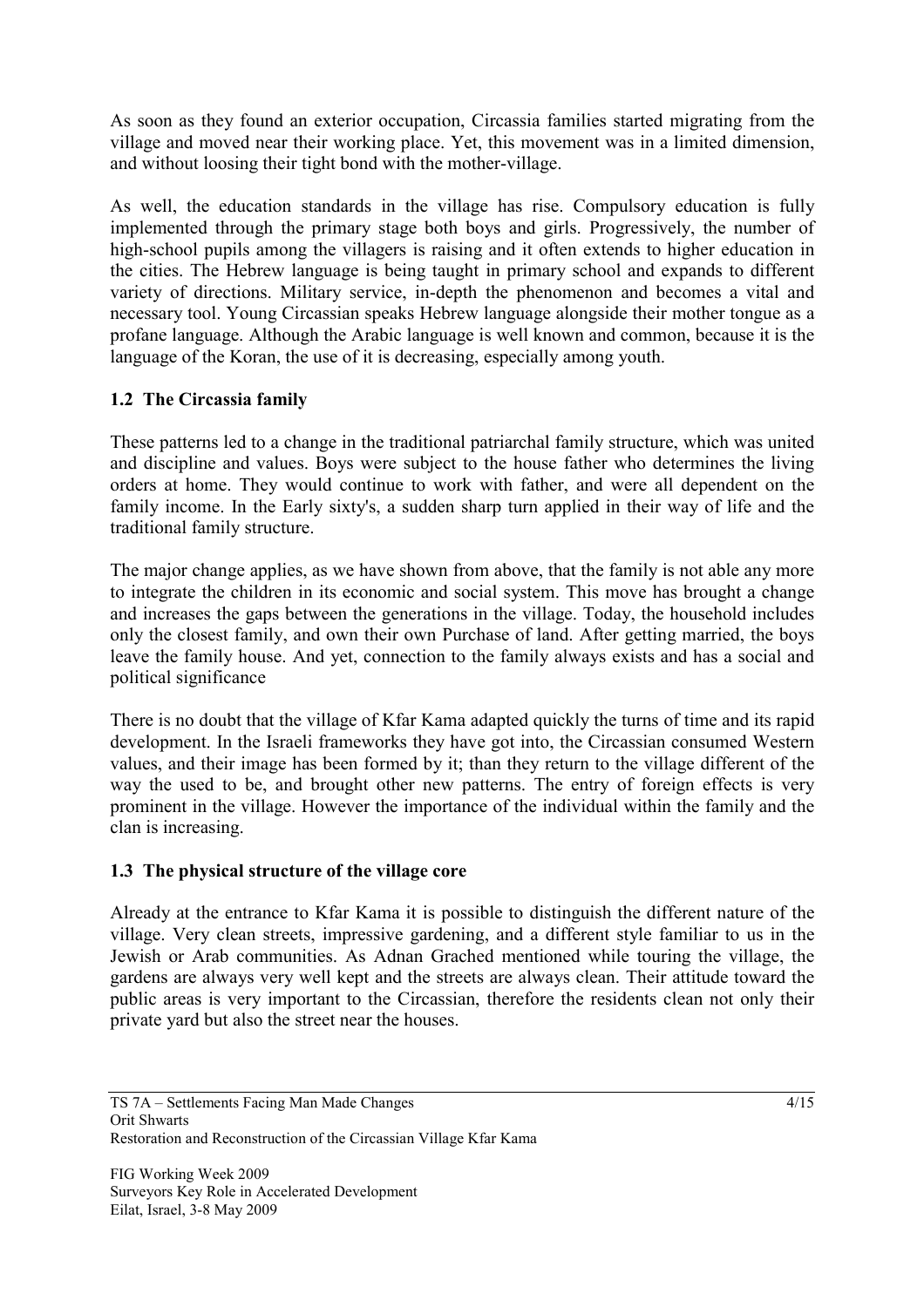As soon as they found an exterior occupation, Circassia families started migrating from the village and moved near their working place. Yet, this movement was in a limited dimension, and without loosing their tight bond with the mother-village.

As well, the education standards in the village has rise. Compulsory education is fully implemented through the primary stage both boys and girls. Progressively, the number of high-school pupils among the villagers is raising and it often extends to higher education in the cities. The Hebrew language is being taught in primary school and expands to different variety of directions. Military service, in-depth the phenomenon and becomes a vital and necessary tool. Young Circassian speaks Hebrew language alongside their mother tongue as a profane language. Although the Arabic language is well known and common, because it is the language of the Koran, the use of it is decreasing, especially among youth.

## 1.2 The Circassia family

These patterns led to a change in the traditional patriarchal family structure, which was united and discipline and values. Boys were subject to the house father who determines the living orders at home. They would continue to work with father, and were all dependent on the family income. In the Early sixty's, a sudden sharp turn applied in their way of life and the traditional family structure.

The major change applies, as we have shown from above, that the family is not able any more to integrate the children in its economic and social system. This move has brought a change and increases the gaps between the generations in the village. Today, the household includes only the closest family, and own their own Purchase of land. After getting married, the boys leave the family house. And yet, connection to the family always exists and has a social and political significance

There is no doubt that the village of Kfar Kama adapted quickly the turns of time and its rapid development. In the Israeli frameworks they have got into, the Circassian consumed Western values, and their image has been formed by it; than they return to the village different of the way the used to be, and brought other new patterns. The entry of foreign effects is very prominent in the village. However the importance of the individual within the family and the clan is increasing.

## 1.3 The physical structure of the village core

Already at the entrance to Kfar Kama it is possible to distinguish the different nature of the village. Very clean streets, impressive gardening, and a different style familiar to us in the Jewish or Arab communities. As Adnan Grached mentioned while touring the village, the gardens are always very well kept and the streets are always clean. Their attitude toward the public areas is very important to the Circassian, therefore the residents clean not only their private yard but also the street near the houses.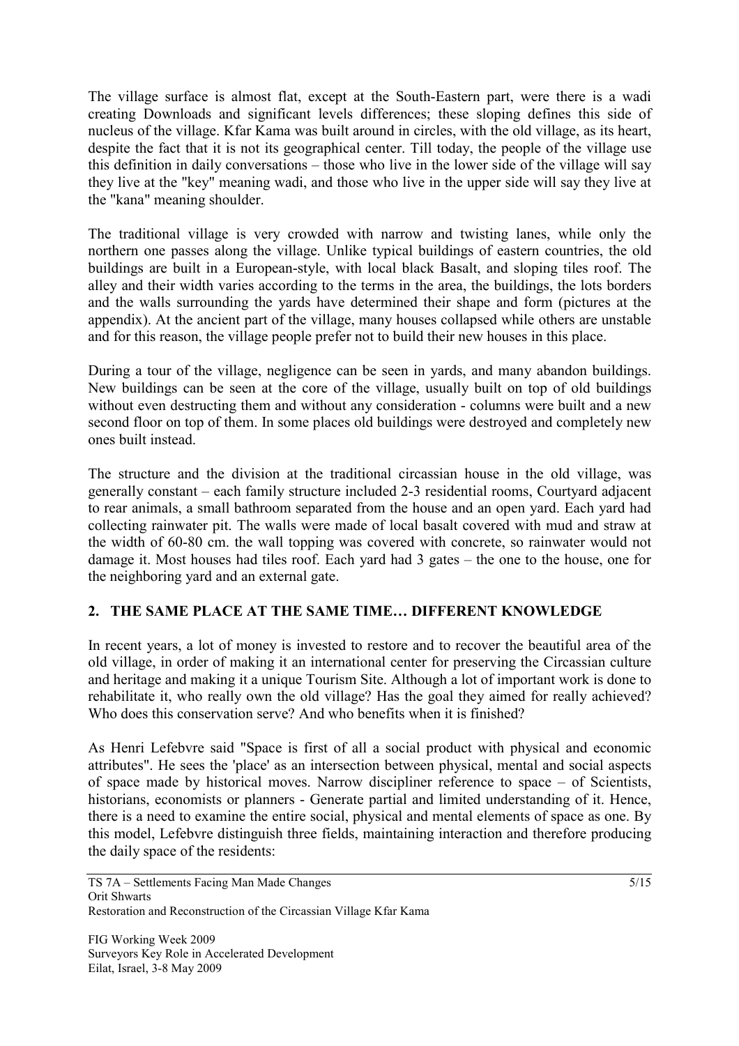The village surface is almost flat, except at the South-Eastern part, were there is a wadi creating Downloads and significant levels differences; these sloping defines this side of nucleus of the village. Kfar Kama was built around in circles, with the old village, as its heart, despite the fact that it is not its geographical center. Till today, the people of the village use this definition in daily conversations – those who live in the lower side of the village will say they live at the "key" meaning wadi, and those who live in the upper side will say they live at the "kana" meaning shoulder.

The traditional village is very crowded with narrow and twisting lanes, while only the northern one passes along the village. Unlike typical buildings of eastern countries, the old buildings are built in a European-style, with local black Basalt, and sloping tiles roof. The alley and their width varies according to the terms in the area, the buildings, the lots borders and the walls surrounding the yards have determined their shape and form (pictures at the appendix). At the ancient part of the village, many houses collapsed while others are unstable and for this reason, the village people prefer not to build their new houses in this place.

During a tour of the village, negligence can be seen in yards, and many abandon buildings. New buildings can be seen at the core of the village, usually built on top of old buildings without even destructing them and without any consideration - columns were built and a new second floor on top of them. In some places old buildings were destroyed and completely new ones built instead.

The structure and the division at the traditional circassian house in the old village, was generally constant – each family structure included 2-3 residential rooms, Courtyard adjacent to rear animals, a small bathroom separated from the house and an open yard. Each yard had collecting rainwater pit. The walls were made of local basalt covered with mud and straw at the width of 60-80 cm. the wall topping was covered with concrete, so rainwater would not damage it. Most houses had tiles roof. Each yard had 3 gates – the one to the house, one for the neighboring yard and an external gate.

## 2. THE SAME PLACE AT THE SAME TIME… DIFFERENT KNOWLEDGE

In recent years, a lot of money is invested to restore and to recover the beautiful area of the old village, in order of making it an international center for preserving the Circassian culture and heritage and making it a unique Tourism Site. Although a lot of important work is done to rehabilitate it, who really own the old village? Has the goal they aimed for really achieved? Who does this conservation serve? And who benefits when it is finished?

As Henri Lefebvre said "Space is first of all a social product with physical and economic attributes". He sees the 'place' as an intersection between physical, mental and social aspects of space made by historical moves. Narrow discipliner reference to space – of Scientists, historians, economists or planners - Generate partial and limited understanding of it. Hence, there is a need to examine the entire social, physical and mental elements of space as one. By this model, Lefebvre distinguish three fields, maintaining interaction and therefore producing the daily space of the residents: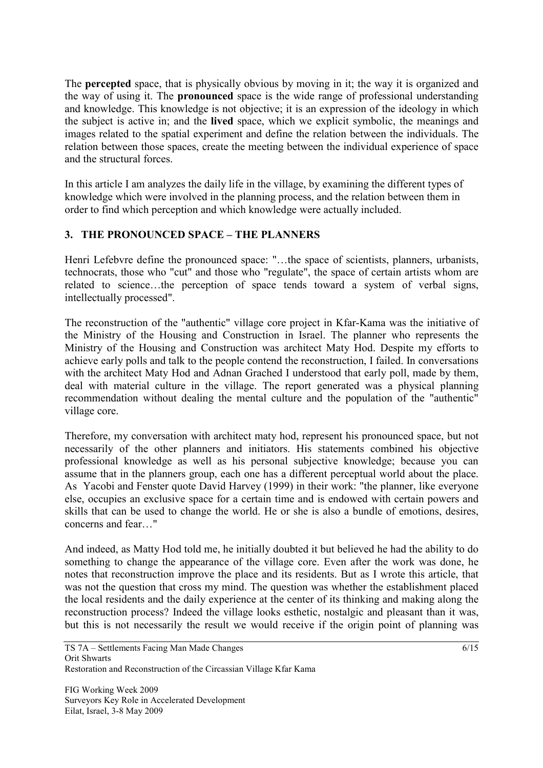The **percepted** space, that is physically obvious by moving in it; the way it is organized and the way of using it. The **pronounced** space is the wide range of professional understanding and knowledge. This knowledge is not objective; it is an expression of the ideology in which the subject is active in; and the **lived** space, which we explicit symbolic, the meanings and images related to the spatial experiment and define the relation between the individuals. The relation between those spaces, create the meeting between the individual experience of space and the structural forces.

In this article I am analyzes the daily life in the village, by examining the different types of knowledge which were involved in the planning process, and the relation between them in order to find which perception and which knowledge were actually included.

## 3. THE PRONOUNCED SPACE – THE PLANNERS

Henri Lefebvre define the pronounced space: "…the space of scientists, planners, urbanists, technocrats, those who "cut" and those who "regulate", the space of certain artists whom are related to science…the perception of space tends toward a system of verbal signs, intellectually processed".

The reconstruction of the "authentic" village core project in Kfar-Kama was the initiative of the Ministry of the Housing and Construction in Israel. The planner who represents the Ministry of the Housing and Construction was architect Maty Hod. Despite my efforts to achieve early polls and talk to the people contend the reconstruction, I failed. In conversations with the architect Maty Hod and Adnan Grached I understood that early poll, made by them, deal with material culture in the village. The report generated was a physical planning recommendation without dealing the mental culture and the population of the "authentic" village core.

Therefore, my conversation with architect maty hod, represent his pronounced space, but not necessarily of the other planners and initiators. His statements combined his objective professional knowledge as well as his personal subjective knowledge; because you can assume that in the planners group, each one has a different perceptual world about the place. As Yacobi and Fenster quote David Harvey (1999) in their work: "the planner, like everyone else, occupies an exclusive space for a certain time and is endowed with certain powers and skills that can be used to change the world. He or she is also a bundle of emotions, desires, concerns and fear…"

And indeed, as Matty Hod told me, he initially doubted it but believed he had the ability to do something to change the appearance of the village core. Even after the work was done, he notes that reconstruction improve the place and its residents. But as I wrote this article, that was not the question that cross my mind. The question was whether the establishment placed the local residents and the daily experience at the center of its thinking and making along the reconstruction process? Indeed the village looks esthetic, nostalgic and pleasant than it was, but this is not necessarily the result we would receive if the origin point of planning was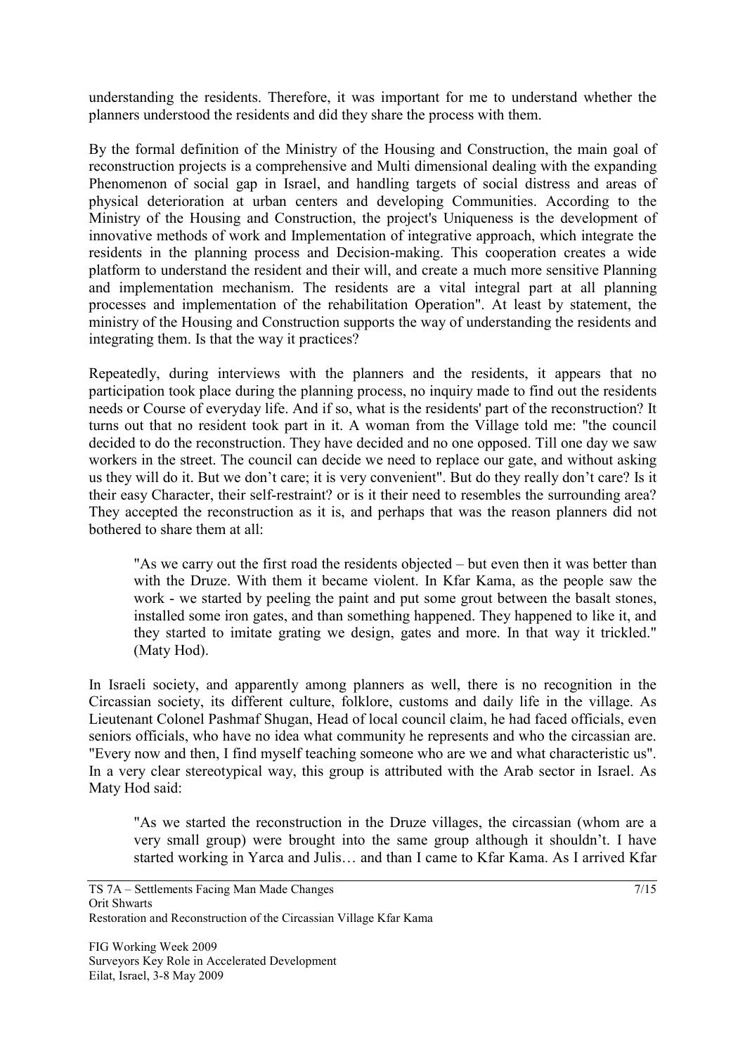understanding the residents. Therefore, it was important for me to understand whether the planners understood the residents and did they share the process with them.

By the formal definition of the Ministry of the Housing and Construction, the main goal of reconstruction projects is a comprehensive and Multi dimensional dealing with the expanding Phenomenon of social gap in Israel, and handling targets of social distress and areas of physical deterioration at urban centers and developing Communities. According to the Ministry of the Housing and Construction, the project's Uniqueness is the development of innovative methods of work and Implementation of integrative approach, which integrate the residents in the planning process and Decision-making. This cooperation creates a wide platform to understand the resident and their will, and create a much more sensitive Planning and implementation mechanism. The residents are a vital integral part at all planning processes and implementation of the rehabilitation Operation". At least by statement, the ministry of the Housing and Construction supports the way of understanding the residents and integrating them. Is that the way it practices?

Repeatedly, during interviews with the planners and the residents, it appears that no participation took place during the planning process, no inquiry made to find out the residents needs or Course of everyday life. And if so, what is the residents' part of the reconstruction? It turns out that no resident took part in it. A woman from the Village told me: "the council decided to do the reconstruction. They have decided and no one opposed. Till one day we saw workers in the street. The council can decide we need to replace our gate, and without asking us they will do it. But we don't care; it is very convenient". But do they really don't care? Is it their easy Character, their self-restraint? or is it their need to resembles the surrounding area? They accepted the reconstruction as it is, and perhaps that was the reason planners did not bothered to share them at all:

> "As we carry out the first road the residents objected – but even then it was better than with the Druze. With them it became violent. In Kfar Kama, as the people saw the work - we started by peeling the paint and put some grout between the basalt stones, installed some iron gates, and than something happened. They happened to like it, and they started to imitate grating we design, gates and more. In that way it trickled." (Maty Hod).

In Israeli society, and apparently among planners as well, there is no recognition in the Circassian society, its different culture, folklore, customs and daily life in the village. As Lieutenant Colonel Pashmaf Shugan, Head of local council claim, he had faced officials, even seniors officials, who have no idea what community he represents and who the circassian are. "Every now and then, I find myself teaching someone who are we and what characteristic us". In a very clear stereotypical way, this group is attributed with the Arab sector in Israel. As Maty Hod said:

> "As we started the reconstruction in the Druze villages, the circassian (whom are a very small group) were brought into the same group although it shouldn't. I have started working in Yarca and Julis… and than I came to Kfar Kama. As I arrived Kfar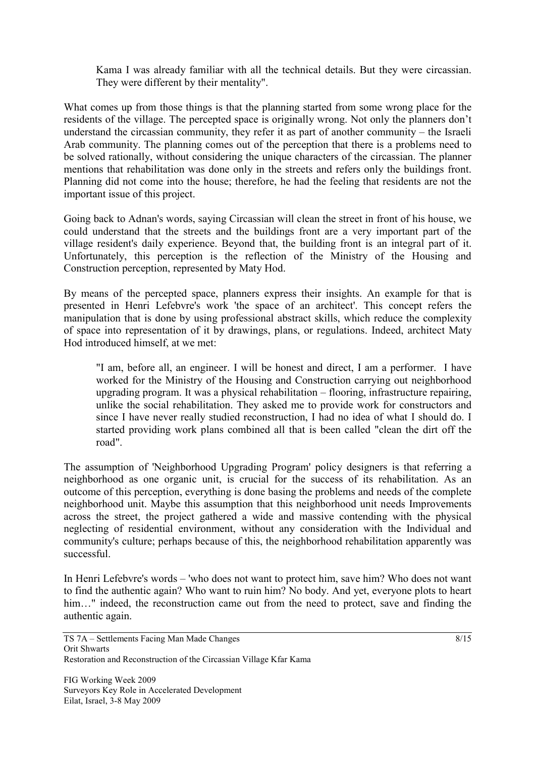> Kama I was already familiar with all the technical details. But they were circassian. They were different by their mentality".

What comes up from those things is that the planning started from some wrong place for the residents of the village. The percepted space is originally wrong. Not only the planners don't understand the circassian community, they refer it as part of another community – the Israeli Arab community. The planning comes out of the perception that there is a problems need to be solved rationally, without considering the unique characters of the circassian. The planner mentions that rehabilitation was done only in the streets and refers only the buildings front. Planning did not come into the house; therefore, he had the feeling that residents are not the important issue of this project.

Going back to Adnan's words, saying Circassian will clean the street in front of his house, we could understand that the streets and the buildings front are a very important part of the village resident's daily experience. Beyond that, the building front is an integral part of it. Unfortunately, this perception is the reflection of the Ministry of the Housing and Construction perception, represented by Maty Hod.

By means of the percepted space, planners express their insights. An example for that is presented in Henri Lefebvre's work 'the space of an architect'. This concept refers the manipulation that is done by using professional abstract skills, which reduce the complexity of space into representation of it by drawings, plans, or regulations. Indeed, architect Maty Hod introduced himself, at we met:

> "I am, before all, an engineer. I will be honest and direct, I am a performer. I have worked for the Ministry of the Housing and Construction carrying out neighborhood upgrading program. It was a physical rehabilitation – flooring, infrastructure repairing, unlike the social rehabilitation. They asked me to provide work for constructors and since I have never really studied reconstruction, I had no idea of what I should do. I started providing work plans combined all that is been called "clean the dirt off the road".

The assumption of 'Neighborhood Upgrading Program' policy designers is that referring a neighborhood as one organic unit, is crucial for the success of its rehabilitation. As an outcome of this perception, everything is done basing the problems and needs of the complete neighborhood unit. Maybe this assumption that this neighborhood unit needs Improvements across the street, the project gathered a wide and massive contending with the physical neglecting of residential environment, without any consideration with the Individual and community's culture; perhaps because of this, the neighborhood rehabilitation apparently was successful.

In Henri Lefebvre's words – 'who does not want to protect him, save him? Who does not want to find the authentic again? Who want to ruin him? No body. And yet, everyone plots to heart him…" indeed, the reconstruction came out from the need to protect, save and finding the authentic again.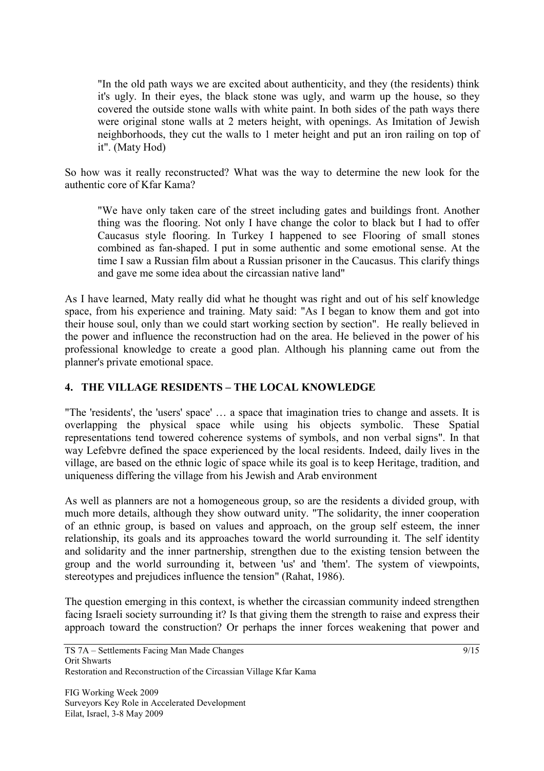> "In the old path ways we are excited about authenticity, and they (the residents) think it's ugly. In their eyes, the black stone was ugly, and warm up the house, so they covered the outside stone walls with white paint. In both sides of the path ways there were original stone walls at 2 meters height, with openings. As Imitation of Jewish neighborhoods, they cut the walls to 1 meter height and put an iron railing on top of it". (Maty Hod)

So how was it really reconstructed? What was the way to determine the new look for the authentic core of Kfar Kama?

> "We have only taken care of the street including gates and buildings front. Another thing was the flooring. Not only I have change the color to black but I had to offer Caucasus style flooring. In Turkey I happened to see Flooring of small stones combined as fan-shaped. I put in some authentic and some emotional sense. At the time I saw a Russian film about a Russian prisoner in the Caucasus. This clarify things and gave me some idea about the circassian native land"

As I have learned, Maty really did what he thought was right and out of his self knowledge space, from his experience and training. Maty said: "As I began to know them and got into their house soul, only than we could start working section by section". He really believed in the power and influence the reconstruction had on the area. He believed in the power of his professional knowledge to create a good plan. Although his planning came out from the planner's private emotional space.

## 4. THE VILLAGE RESIDENTS – THE LOCAL KNOWLEDGE

"The 'residents', the 'users' space' … a space that imagination tries to change and assets. It is overlapping the physical space while using his objects symbolic. These Spatial representations tend towered coherence systems of symbols, and non verbal signs". In that way Lefebvre defined the space experienced by the local residents. Indeed, daily lives in the village, are based on the ethnic logic of space while its goal is to keep Heritage, tradition, and uniqueness differing the village from his Jewish and Arab environment

As well as planners are not a homogeneous group, so are the residents a divided group, with much more details, although they show outward unity. "The solidarity, the inner cooperation of an ethnic group, is based on values and approach, on the group self esteem, the inner relationship, its goals and its approaches toward the world surrounding it. The self identity and solidarity and the inner partnership, strengthen due to the existing tension between the group and the world surrounding it, between 'us' and 'them'. The system of viewpoints, stereotypes and prejudices influence the tension" (Rahat, 1986).

The question emerging in this context, is whether the circassian community indeed strengthen facing Israeli society surrounding it? Is that giving them the strength to raise and express their approach toward the construction? Or perhaps the inner forces weakening that power and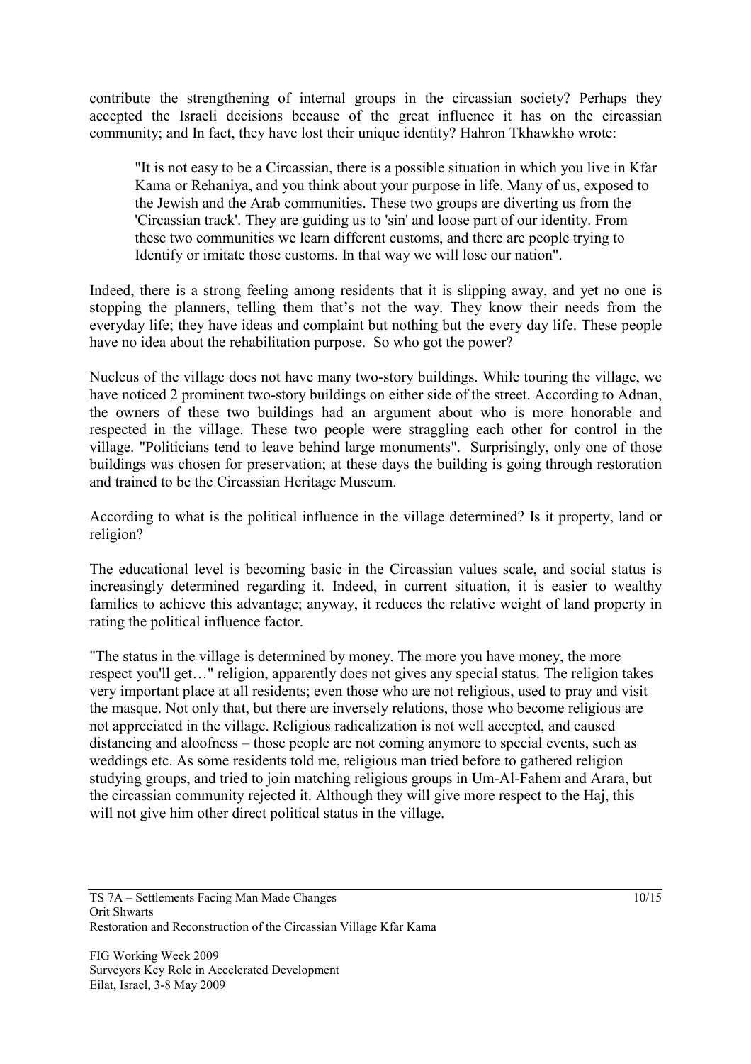contribute the strengthening of internal groups in the circassian society? Perhaps they accepted the Israeli decisions because of the great influence it has on the circassian community; and In fact, they have lost their unique identity? Hahron Tkhawkho wrote:

> "It is not easy to be a Circassian, there is a possible situation in which you live in Kfar Kama or Rehaniya, and you think about your purpose in life. Many of us, exposed to the Jewish and the Arab communities. These two groups are diverting us from the 'Circassian track'. They are guiding us to 'sin' and loose part of our identity. From these two communities we learn different customs, and there are people trying to Identify or imitate those customs. In that way we will lose our nation".

Indeed, there is a strong feeling among residents that it is slipping away, and yet no one is stopping the planners, telling them that's not the way. They know their needs from the everyday life; they have ideas and complaint but nothing but the every day life. These people have no idea about the rehabilitation purpose. So who got the power?

Nucleus of the village does not have many two-story buildings. While touring the village, we have noticed 2 prominent two-story buildings on either side of the street. According to Adnan, the owners of these two buildings had an argument about who is more honorable and respected in the village. These two people were straggling each other for control in the village. "Politicians tend to leave behind large monuments". Surprisingly, only one of those buildings was chosen for preservation; at these days the building is going through restoration and trained to be the Circassian Heritage Museum.

According to what is the political influence in the village determined? Is it property, land or religion?

The educational level is becoming basic in the Circassian values scale, and social status is increasingly determined regarding it. Indeed, in current situation, it is easier to wealthy families to achieve this advantage; anyway, it reduces the relative weight of land property in rating the political influence factor.

"The status in the village is determined by money. The more you have money, the more respect you'll get…" religion, apparently does not gives any special status. The religion takes very important place at all residents; even those who are not religious, used to pray and visit the masque. Not only that, but there are inversely relations, those who become religious are not appreciated in the village. Religious radicalization is not well accepted, and caused distancing and aloofness – those people are not coming anymore to special events, such as weddings etc. As some residents told me, religious man tried before to gathered religion studying groups, and tried to join matching religious groups in Um-Al-Fahem and Arara, but the circassian community rejected it. Although they will give more respect to the Haj, this will not give him other direct political status in the village.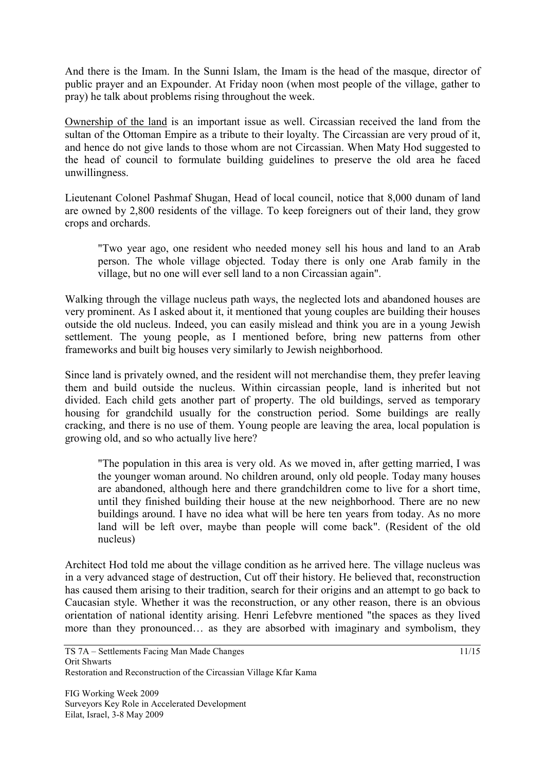And there is the Imam. In the Sunni Islam, the Imam is the head of the masque, director of public prayer and an Expounder. At Friday noon (when most people of the village, gather to pray) he talk about problems rising throughout the week.

Ownership of the land is an important issue as well. Circassian received the land from the sultan of the Ottoman Empire as a tribute to their loyalty. The Circassian are very proud of it, and hence do not give lands to those whom are not Circassian. When Maty Hod suggested to the head of council to formulate building guidelines to preserve the old area he faced unwillingness.

Lieutenant Colonel Pashmaf Shugan, Head of local council, notice that 8,000 dunam of land are owned by 2,800 residents of the village. To keep foreigners out of their land, they grow crops and orchards.

> "Two year ago, one resident who needed money sell his hous and land to an Arab person. The whole village objected. Today there is only one Arab family in the village, but no one will ever sell land to a non Circassian again".

Walking through the village nucleus path ways, the neglected lots and abandoned houses are very prominent. As I asked about it, it mentioned that young couples are building their houses outside the old nucleus. Indeed, you can easily mislead and think you are in a young Jewish settlement. The young people, as I mentioned before, bring new patterns from other frameworks and built big houses very similarly to Jewish neighborhood.

Since land is privately owned, and the resident will not merchandise them, they prefer leaving them and build outside the nucleus. Within circassian people, land is inherited but not divided. Each child gets another part of property. The old buildings, served as temporary housing for grandchild usually for the construction period. Some buildings are really cracking, and there is no use of them. Young people are leaving the area, local population is growing old, and so who actually live here?

> "The population in this area is very old. As we moved in, after getting married, I was the younger woman around. No children around, only old people. Today many houses are abandoned, although here and there grandchildren come to live for a short time, until they finished building their house at the new neighborhood. There are no new buildings around. I have no idea what will be here ten years from today. As no more land will be left over, maybe than people will come back". (Resident of the old nucleus)

Architect Hod told me about the village condition as he arrived here. The village nucleus was in a very advanced stage of destruction, Cut off their history. He believed that, reconstruction has caused them arising to their tradition, search for their origins and an attempt to go back to Caucasian style. Whether it was the reconstruction, or any other reason, there is an obvious orientation of national identity arising. Henri Lefebvre mentioned "the spaces as they lived more than they pronounced… as they are absorbed with imaginary and symbolism, they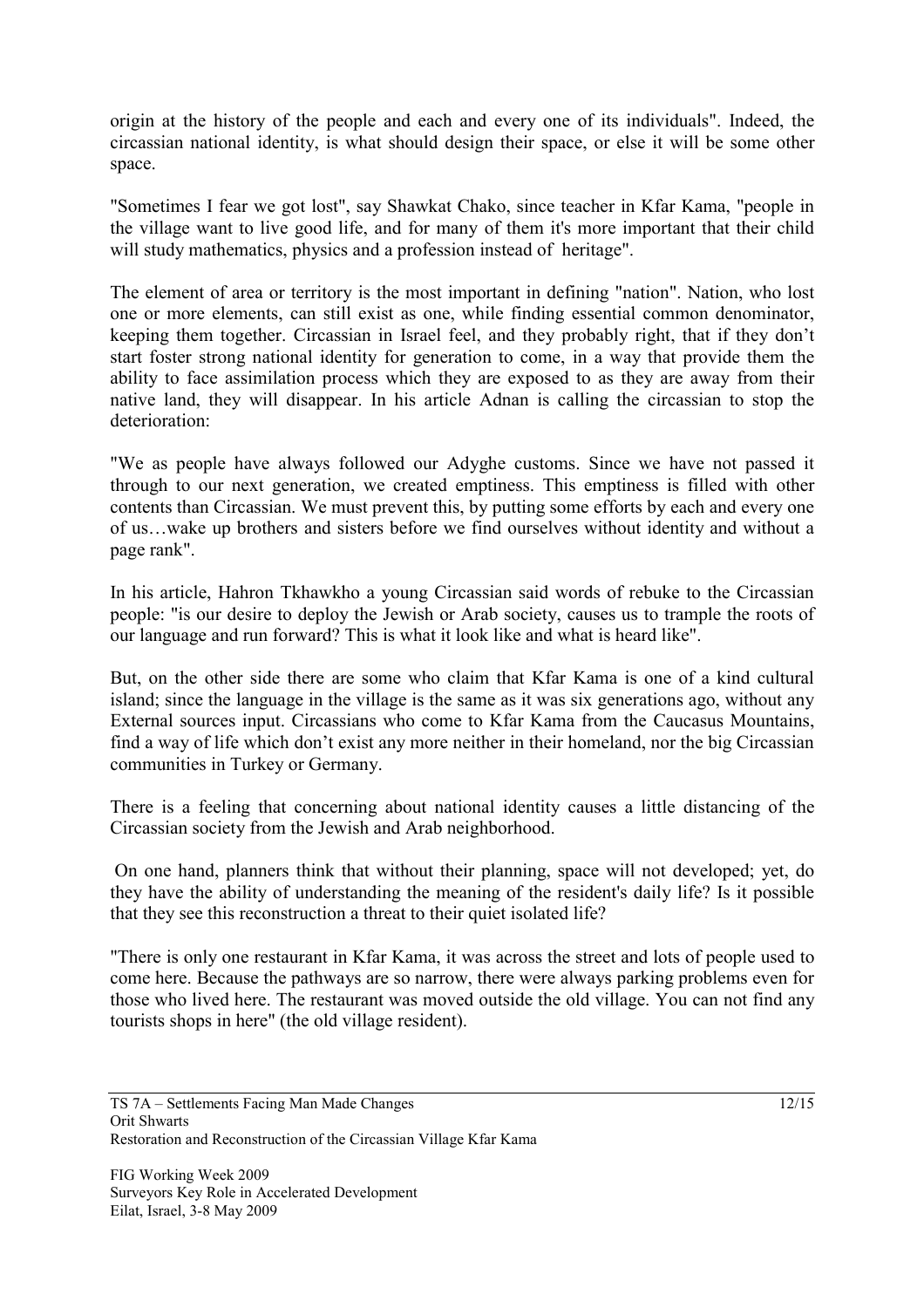origin at the history of the people and each and every one of its individuals". Indeed, the circassian national identity, is what should design their space, or else it will be some other space.

"Sometimes I fear we got lost", say Shawkat Chako, since teacher in Kfar Kama, "people in the village want to live good life, and for many of them it's more important that their child will study mathematics, physics and a profession instead of heritage".

The element of area or territory is the most important in defining "nation". Nation, who lost one or more elements, can still exist as one, while finding essential common denominator, keeping them together. Circassian in Israel feel, and they probably right, that if they don't start foster strong national identity for generation to come, in a way that provide them the ability to face assimilation process which they are exposed to as they are away from their native land, they will disappear. In his article Adnan is calling the circassian to stop the deterioration:

"We as people have always followed our Adyghe customs. Since we have not passed it through to our next generation, we created emptiness. This emptiness is filled with other contents than Circassian. We must prevent this, by putting some efforts by each and every one of us…wake up brothers and sisters before we find ourselves without identity and without a page rank".

In his article, Hahron Tkhawkho a young Circassian said words of rebuke to the Circassian people: "is our desire to deploy the Jewish or Arab society, causes us to trample the roots of our language and run forward? This is what it look like and what is heard like".

But, on the other side there are some who claim that Kfar Kama is one of a kind cultural island; since the language in the village is the same as it was six generations ago, without any External sources input. Circassians who come to Kfar Kama from the Caucasus Mountains, find a way of life which don't exist any more neither in their homeland, nor the big Circassian communities in Turkey or Germany.

There is a feeling that concerning about national identity causes a little distancing of the Circassian society from the Jewish and Arab neighborhood.

On one hand, planners think that without their planning, space will not developed; yet, do they have the ability of understanding the meaning of the resident's daily life? Is it possible that they see this reconstruction a threat to their quiet isolated life?

"There is only one restaurant in Kfar Kama, it was across the street and lots of people used to come here. Because the pathways are so narrow, there were always parking problems even for those who lived here. The restaurant was moved outside the old village. You can not find any tourists shops in here" (the old village resident).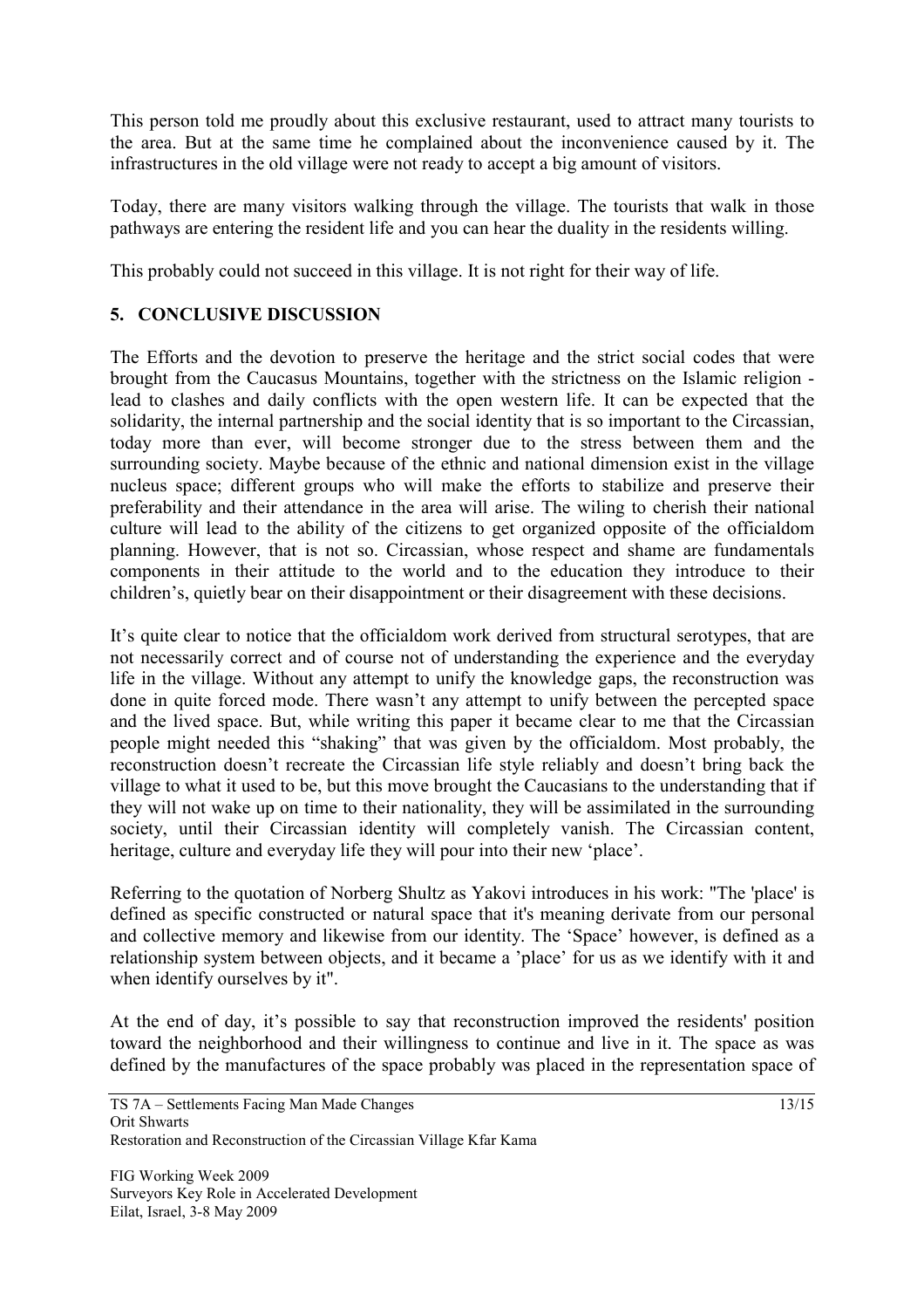This person told me proudly about this exclusive restaurant, used to attract many tourists to the area. But at the same time he complained about the inconvenience caused by it. The infrastructures in the old village were not ready to accept a big amount of visitors.

Today, there are many visitors walking through the village. The tourists that walk in those pathways are entering the resident life and you can hear the duality in the residents willing.

This probably could not succeed in this village. It is not right for their way of life.

## 5. CONCLUSIVE DISCUSSION

The Efforts and the devotion to preserve the heritage and the strict social codes that were brought from the Caucasus Mountains, together with the strictness on the Islamic religion - lead to clashes and daily conflicts with the open western life. It can be expected that the solidarity, the internal partnership and the social identity that is so important to the Circassian, today more than ever, will become stronger due to the stress between them and the surrounding society. Maybe because of the ethnic and national dimension exist in the village nucleus space; different groups who will make the efforts to stabilize and preserve their preferability and their attendance in the area will arise. The wiling to cherish their national culture will lead to the ability of the citizens to get organized opposite of the officialdom planning. However, that is not so. Circassian, whose respect and shame are fundamentals components in their attitude to the world and to the education they introduce to their children's, quietly bear on their disappointment or their disagreement with these decisions.

It's quite clear to notice that the officialdom work derived from structural serotypes, that are not necessarily correct and of course not of understanding the experience and the everyday life in the village. Without any attempt to unify the knowledge gaps, the reconstruction was done in quite forced mode. There wasn't any attempt to unify between the percepted space and the lived space. But, while writing this paper it became clear to me that the Circassian people might needed this "shaking" that was given by the officialdom. Most probably, the reconstruction doesn't recreate the Circassian life style reliably and doesn't bring back the village to what it used to be, but this move brought the Caucasians to the understanding that if they will not wake up on time to their nationality, they will be assimilated in the surrounding society, until their Circassian identity will completely vanish. The Circassian content, heritage, culture and everyday life they will pour into their new 'place'.

Referring to the quotation of Norberg Shultz as Yakovi introduces in his work: "The 'place' is defined as specific constructed or natural space that it's meaning derivate from our personal and collective memory and likewise from our identity. The 'Space' however, is defined as a relationship system between objects, and it became a 'place' for us as we identify with it and when identify ourselves by it".

At the end of day, it's possible to say that reconstruction improved the residents' position toward the neighborhood and their willingness to continue and live in it. The space as was defined by the manufactures of the space probably was placed in the representation space of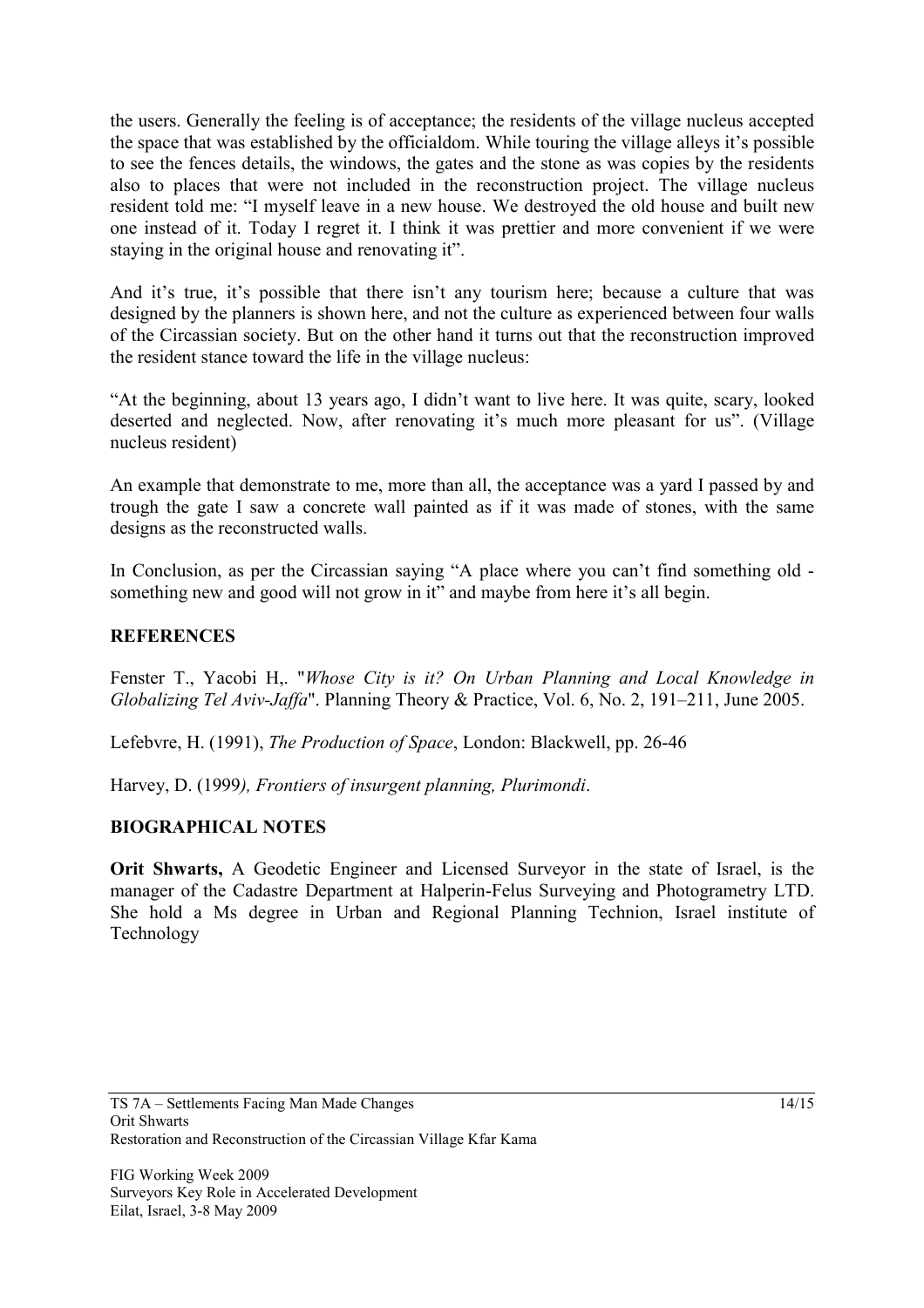the users. Generally the feeling is of acceptance; the residents of the village nucleus accepted the space that was established by the officialdom. While touring the village alleys it's possible to see the fences details, the windows, the gates and the stone as was copies by the residents also to places that were not included in the reconstruction project. The village nucleus resident told me: "I myself leave in a new house. We destroyed the old house and built new one instead of it. Today I regret it. I think it was prettier and more convenient if we were staying in the original house and renovating it".

And it's true, it's possible that there isn't any tourism here; because a culture that was designed by the planners is shown here, and not the culture as experienced between four walls of the Circassian society. But on the other hand it turns out that the reconstruction improved the resident stance toward the life in the village nucleus:

"At the beginning, about 13 years ago, I didn't want to live here. It was quite, scary, looked deserted and neglected. Now, after renovating it's much more pleasant for us". (Village nucleus resident)

An example that demonstrate to me, more than all, the acceptance was a yard I passed by and trough the gate I saw a concrete wall painted as if it was made of stones, with the same designs as the reconstructed walls.

In Conclusion, as per the Circassian saying "A place where you can't find something old - something new and good will not grow in it" and maybe from here it's all begin.

## REFERENCES

Fenster T., Yacobi H,. "*Whose City is it? On Urban Planning and Local Knowledge in Globalizing Tel Aviv-Jaffa*". Planning Theory & Practice, Vol. 6, No. 2, 191–211, June 2005.

Lefebvre, H. (1991), *The Production of Space*, London: Blackwell, pp. 26-46

Harvey, D. (1999*), Frontiers of insurgent planning, Plurimondi*.

## BIOGRAPHICAL NOTES

**Orit Shwarts,** A Geodetic Engineer and Licensed Surveyor in the state of Israel, is the manager of the Cadastre Department at Halperin-Felus Surveying and Photogrametry LTD. She hold a Ms degree in Urban and Regional Planning Technion, Israel institute of Technology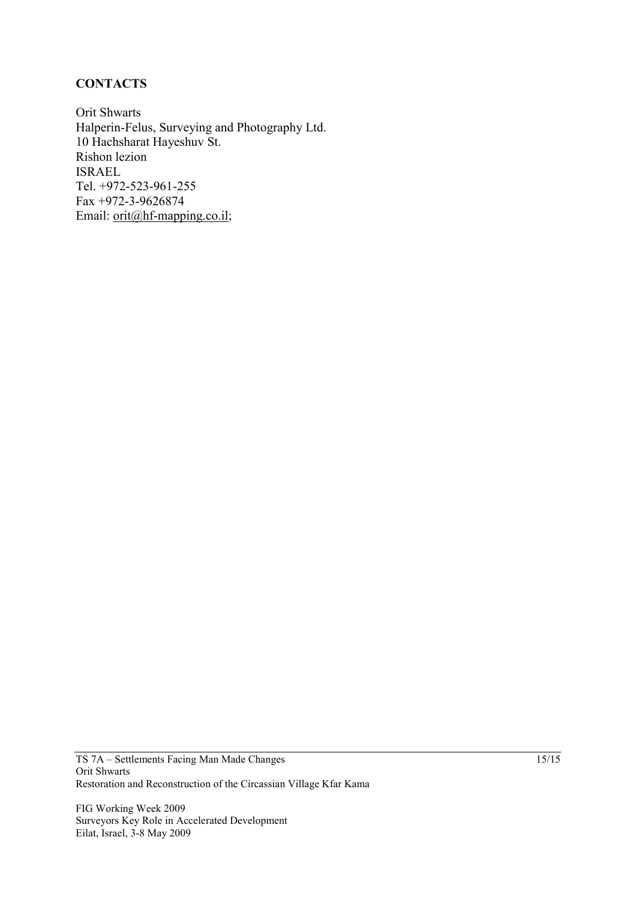## CONTACTS

Orit Shwarts  
Halperin-Felus, Surveying and Photography Ltd.  
10 Hachsharat Hayeshuv St.  
Rishon lezion  
ISRAEL  
Tel. +972-523-961-255  
Fax +972-3-9626874  
Email: orit@hf-mapping.co.il;